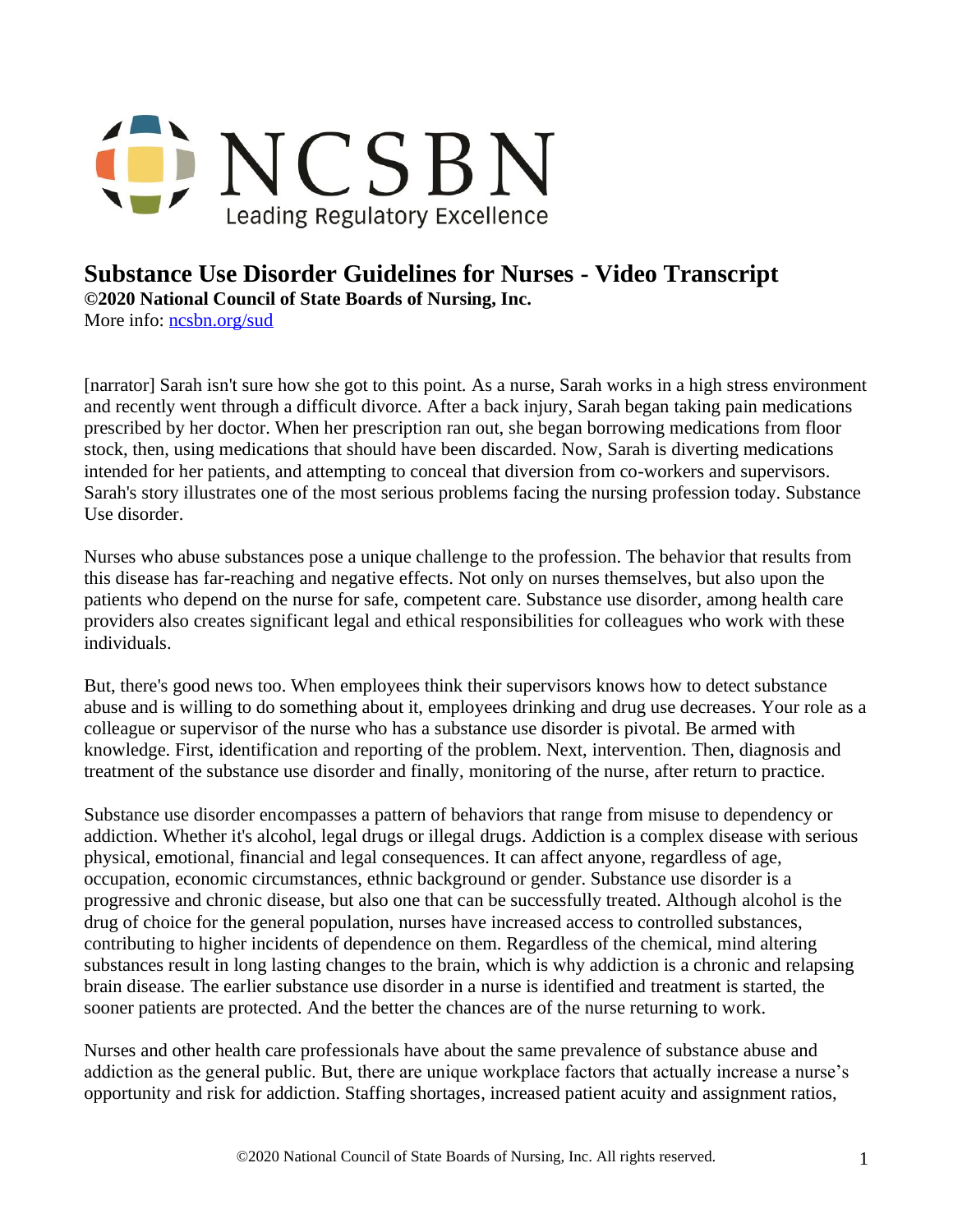NCSBN

Leading Regulatory Excellence

# Substance Use Disorder Guidelines for Nurses - Video Transcript

**©2020 National Council of State Boards of Nursing, Inc.**

More info: [ncsbn.org/sud](ncsbn.org/sud)

[narrator] Sarah isn't sure how she got to this point. As a nurse, Sarah works in a high stress environment and recently went through a difficult divorce. After a back injury, Sarah began taking pain medications prescribed by her doctor. When her prescription ran out, she began borrowing medications from floor stock, then, using medications that should have been discarded. Now, Sarah is diverting medications intended for her patients, and attempting to conceal that diversion from co-workers and supervisors. Sarah's story illustrates one of the most serious problems facing the nursing profession today. Substance Use disorder.

Nurses who abuse substances pose a unique challenge to the profession. The behavior that results from this disease has far-reaching and negative effects. Not only on nurses themselves, but also upon the patients who depend on the nurse for safe, competent care. Substance use disorder, among health care providers also creates significant legal and ethical responsibilities for colleagues who work with these individuals.

But, there's good news too. When employees think their supervisors knows how to detect substance abuse and is willing to do something about it, employees drinking and drug use decreases. Your role as a colleague or supervisor of the nurse who has a substance use disorder is pivotal. Be armed with knowledge. First, identification and reporting of the problem. Next, intervention. Then, diagnosis and treatment of the substance use disorder and finally, monitoring of the nurse, after return to practice.

Substance use disorder encompasses a pattern of behaviors that range from misuse to dependency or addiction. Whether it's alcohol, legal drugs or illegal drugs. Addiction is a complex disease with serious physical, emotional, financial and legal consequences. It can affect anyone, regardless of age, occupation, economic circumstances, ethnic background or gender. Substance use disorder is a progressive and chronic disease, but also one that can be successfully treated. Although alcohol is the drug of choice for the general population, nurses have increased access to controlled substances, contributing to higher incidents of dependence on them. Regardless of the chemical, mind altering substances result in long lasting changes to the brain, which is why addiction is a chronic and relapsing brain disease. The earlier substance use disorder in a nurse is identified and treatment is started, the sooner patients are protected. And the better the chances are of the nurse returning to work.

Nurses and other health care professionals have about the same prevalence of substance abuse and addiction as the general public. But, there are unique workplace factors that actually increase a nurse's opportunity and risk for addiction. Staffing shortages, increased patient acuity and assignment ratios,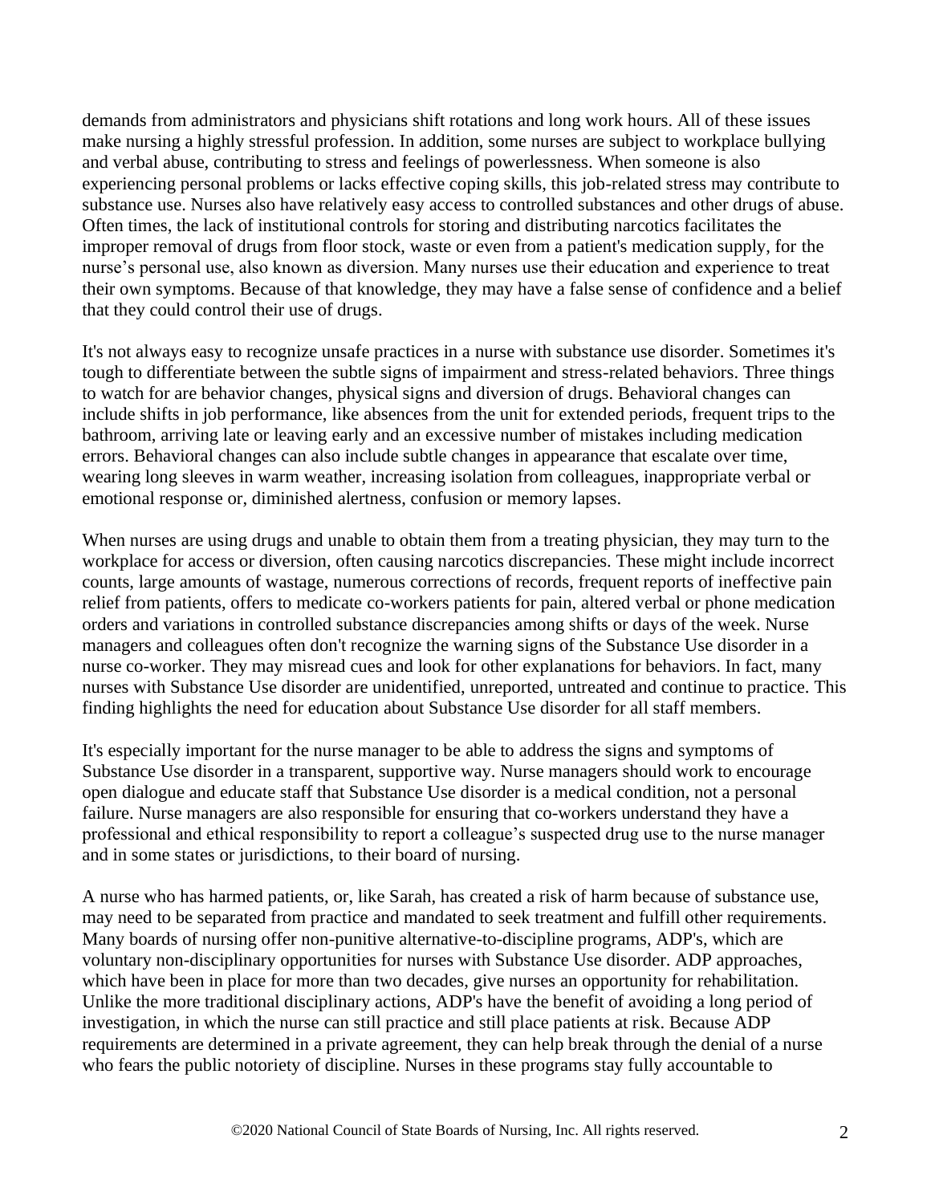demands from administrators and physicians shift rotations and long work hours. All of these issues make nursing a highly stressful profession. In addition, some nurses are subject to workplace bullying and verbal abuse, contributing to stress and feelings of powerlessness. When someone is also experiencing personal problems or lacks effective coping skills, this job-related stress may contribute to substance use. Nurses also have relatively easy access to controlled substances and other drugs of abuse. Often times, the lack of institutional controls for storing and distributing narcotics facilitates the improper removal of drugs from floor stock, waste or even from a patient's medication supply, for the nurse's personal use, also known as diversion. Many nurses use their education and experience to treat their own symptoms. Because of that knowledge, they may have a false sense of confidence and a belief that they could control their use of drugs.

It's not always easy to recognize unsafe practices in a nurse with substance use disorder. Sometimes it's tough to differentiate between the subtle signs of impairment and stress-related behaviors. Three things to watch for are behavior changes, physical signs and diversion of drugs. Behavioral changes can include shifts in job performance, like absences from the unit for extended periods, frequent trips to the bathroom, arriving late or leaving early and an excessive number of mistakes including medication errors. Behavioral changes can also include subtle changes in appearance that escalate over time, wearing long sleeves in warm weather, increasing isolation from colleagues, inappropriate verbal or emotional response or, diminished alertness, confusion or memory lapses.

When nurses are using drugs and unable to obtain them from a treating physician, they may turn to the workplace for access or diversion, often causing narcotics discrepancies. These might include incorrect counts, large amounts of wastage, numerous corrections of records, frequent reports of ineffective pain relief from patients, offers to medicate co-workers patients for pain, altered verbal or phone medication orders and variations in controlled substance discrepancies among shifts or days of the week. Nurse managers and colleagues often don't recognize the warning signs of the Substance Use disorder in a nurse co-worker. They may misread cues and look for other explanations for behaviors. In fact, many nurses with Substance Use disorder are unidentified, unreported, untreated and continue to practice. This finding highlights the need for education about Substance Use disorder for all staff members.

It's especially important for the nurse manager to be able to address the signs and symptoms of Substance Use disorder in a transparent, supportive way. Nurse managers should work to encourage open dialogue and educate staff that Substance Use disorder is a medical condition, not a personal failure. Nurse managers are also responsible for ensuring that co-workers understand they have a professional and ethical responsibility to report a colleague's suspected drug use to the nurse manager and in some states or jurisdictions, to their board of nursing.

A nurse who has harmed patients, or, like Sarah, has created a risk of harm because of substance use, may need to be separated from practice and mandated to seek treatment and fulfill other requirements. Many boards of nursing offer non-punitive alternative-to-discipline programs, ADP's, which are voluntary non-disciplinary opportunities for nurses with Substance Use disorder. ADP approaches, which have been in place for more than two decades, give nurses an opportunity for rehabilitation. Unlike the more traditional disciplinary actions, ADP's have the benefit of avoiding a long period of investigation, in which the nurse can still practice and still place patients at risk. Because ADP requirements are determined in a private agreement, they can help break through the denial of a nurse who fears the public notoriety of discipline. Nurses in these programs stay fully accountable to

©2020 National Council of State Boards of Nursing, Inc. All rights reserved.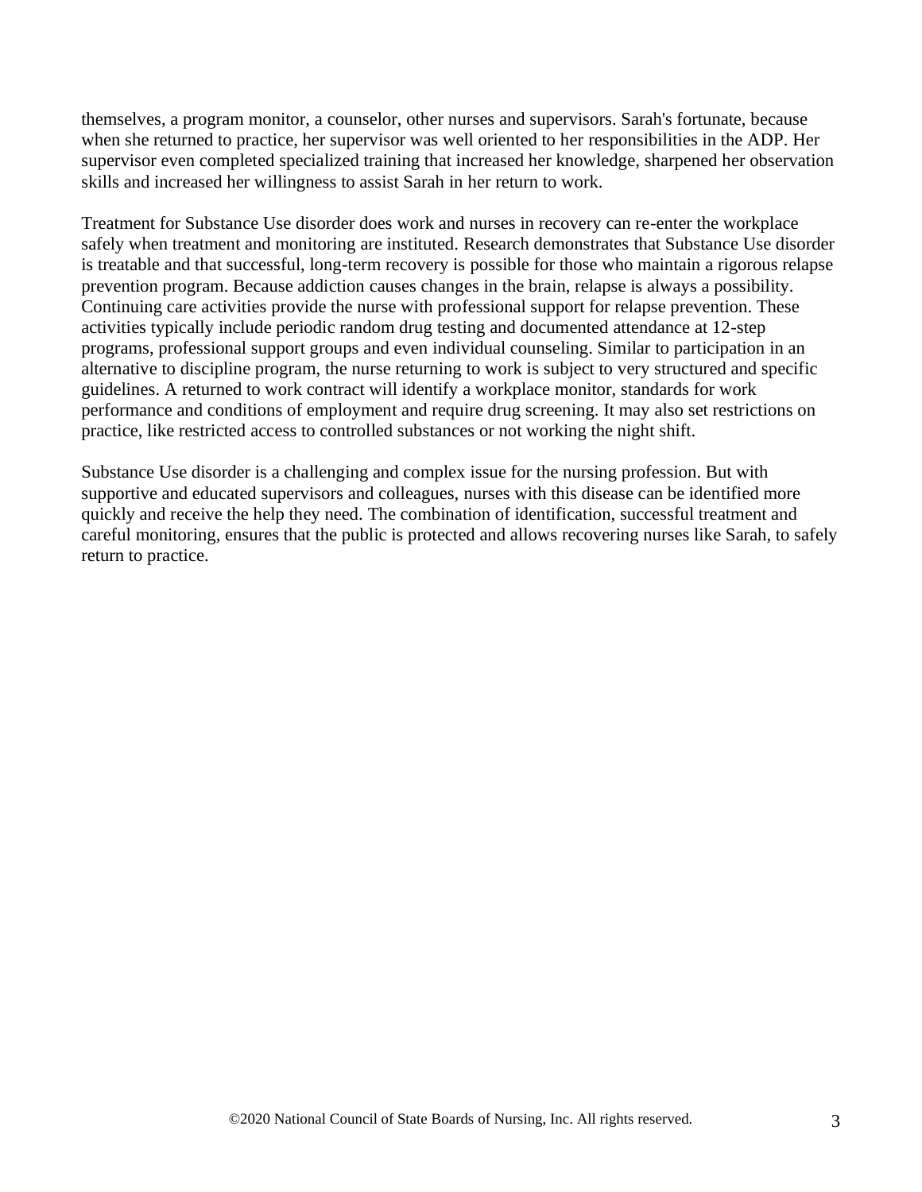themselves, a program monitor, a counselor, other nurses and supervisors. Sarah's fortunate, because when she returned to practice, her supervisor was well oriented to her responsibilities in the ADP. Her supervisor even completed specialized training that increased her knowledge, sharpened her observation skills and increased her willingness to assist Sarah in her return to work.

Treatment for Substance Use disorder does work and nurses in recovery can re-enter the workplace safely when treatment and monitoring are instituted. Research demonstrates that Substance Use disorder is treatable and that successful, long-term recovery is possible for those who maintain a rigorous relapse prevention program. Because addiction causes changes in the brain, relapse is always a possibility. Continuing care activities provide the nurse with professional support for relapse prevention. These activities typically include periodic random drug testing and documented attendance at 12-step programs, professional support groups and even individual counseling. Similar to participation in an alternative to discipline program, the nurse returning to work is subject to very structured and specific guidelines. A returned to work contract will identify a workplace monitor, standards for work performance and conditions of employment and require drug screening. It may also set restrictions on practice, like restricted access to controlled substances or not working the night shift.

Substance Use disorder is a challenging and complex issue for the nursing profession. But with supportive and educated supervisors and colleagues, nurses with this disease can be identified more quickly and receive the help they need. The combination of identification, successful treatment and careful monitoring, ensures that the public is protected and allows recovering nurses like Sarah, to safely return to practice.

©2020 National Council of State Boards of Nursing, Inc. All rights reserved.